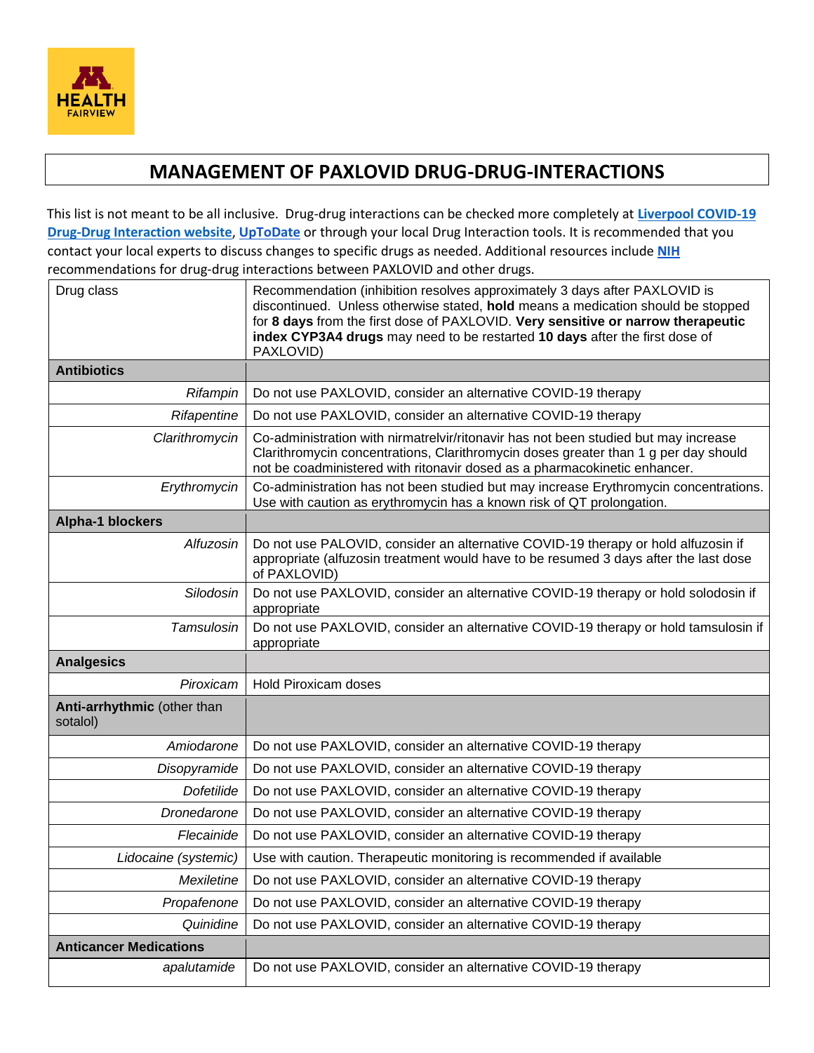# MANAGEMENT OF PAXLOVID DRUG-DRUG-INTERACTIONS

This list is not meant to be all inclusive. Drug-drug interactions can be checked more completely at **Liverpool COVID-19 Drug-Drug Interaction website**, **UpToDate** or through your local Drug Interaction tools. It is recommended that you contact your local experts to discuss changes to specific drugs as needed. Additional resources include **NIH** recommendations for drug-drug interactions between PAXLOVID and other drugs.

| Drug class | Recommendation (inhibition resolves approximately 3 days after PAXLOVID is discontinued. Unless otherwise stated, **hold** means a medication should be stopped for **8 days** from the first dose of PAXLOVID. **Very sensitive or narrow therapeutic index CYP3A4 drugs** may need to be restarted **10 days** after the first dose of PAXLOVID) |
|---|---|
| **Antibiotics** | |
| *Rifampin* | Do not use PAXLOVID, consider an alternative COVID-19 therapy |
| *Rifapentine* | Do not use PAXLOVID, consider an alternative COVID-19 therapy |
| *Clarithromycin* | Co-administration with nirmatrelvir/ritonavir has not been studied but may increase Clarithromycin concentrations, Clarithromycin doses greater than 1 g per day should not be coadministered with ritonavir dosed as a pharmacokinetic enhancer. |
| *Erythromycin* | Co-administration has not been studied but may increase Erythromycin concentrations. Use with caution as erythromycin has a known risk of QT prolongation. |
| **Alpha-1 blockers** | |
| *Alfuzosin* | Do not use PALOVID, consider an alternative COVID-19 therapy or hold alfuzosin if appropriate (alfuzosin treatment would have to be resumed 3 days after the last dose of PAXLOVID) |
| *Silodosin* | Do not use PAXLOVID, consider an alternative COVID-19 therapy or hold solodosin if appropriate |
| *Tamsulosin* | Do not use PAXLOVID, consider an alternative COVID-19 therapy or hold tamsulosin if appropriate |
| **Analgesics** | |
| *Piroxicam* | Hold Piroxicam doses |
| **Anti-arrhythmic** (other than sotalol) | |
| *Amiodarone* | Do not use PAXLOVID, consider an alternative COVID-19 therapy |
| *Disopyramide* | Do not use PAXLOVID, consider an alternative COVID-19 therapy |
| *Dofetilide* | Do not use PAXLOVID, consider an alternative COVID-19 therapy |
| *Dronedarone* | Do not use PAXLOVID, consider an alternative COVID-19 therapy |
| *Flecainide* | Do not use PAXLOVID, consider an alternative COVID-19 therapy |
| *Lidocaine (systemic)* | Use with caution. Therapeutic monitoring is recommended if available |
| *Mexiletine* | Do not use PAXLOVID, consider an alternative COVID-19 therapy |
| *Propafenone* | Do not use PAXLOVID, consider an alternative COVID-19 therapy |
| *Quinidine* | Do not use PAXLOVID, consider an alternative COVID-19 therapy |
| **Anticancer Medications** | |
| *apalutamide* | Do not use PAXLOVID, consider an alternative COVID-19 therapy |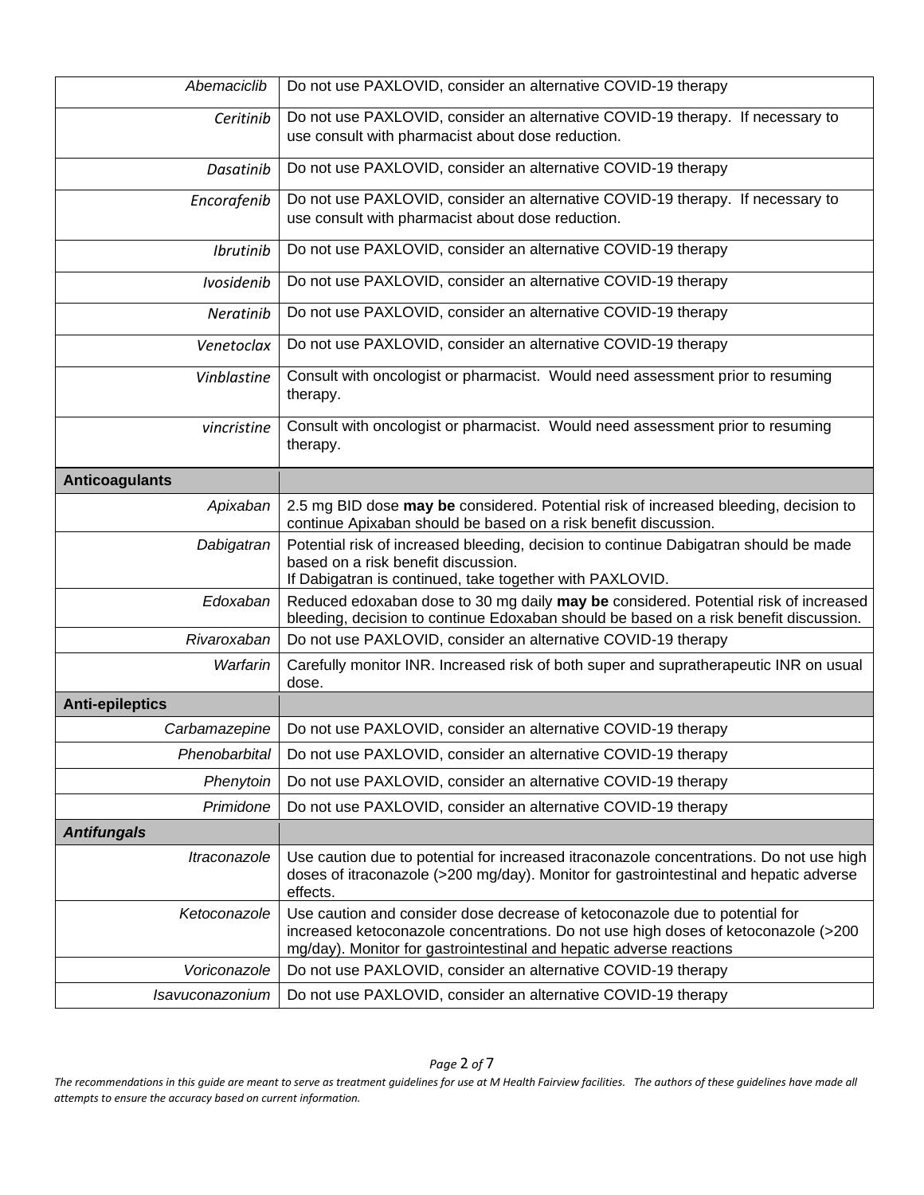| | |
|---|---|
| *Abemaciclib* | Do not use PAXLOVID, consider an alternative COVID-19 therapy |
| *Ceritinib* | Do not use PAXLOVID, consider an alternative COVID-19 therapy. If necessary to use consult with pharmacist about dose reduction. |
| *Dasatinib* | Do not use PAXLOVID, consider an alternative COVID-19 therapy |
| *Encorafenib* | Do not use PAXLOVID, consider an alternative COVID-19 therapy. If necessary to use consult with pharmacist about dose reduction. |
| *Ibrutinib* | Do not use PAXLOVID, consider an alternative COVID-19 therapy |
| *Ivosidenib* | Do not use PAXLOVID, consider an alternative COVID-19 therapy |
| *Neratinib* | Do not use PAXLOVID, consider an alternative COVID-19 therapy |
| *Venetoclax* | Do not use PAXLOVID, consider an alternative COVID-19 therapy |
| *Vinblastine* | Consult with oncologist or pharmacist. Would need assessment prior to resuming therapy. |
| *vincristine* | Consult with oncologist or pharmacist. Would need assessment prior to resuming therapy. |
| **Anticoagulants** | |
| *Apixaban* | 2.5 mg BID dose **may be** considered. Potential risk of increased bleeding, decision to continue Apixaban should be based on a risk benefit discussion. |
| *Dabigatran* | Potential risk of increased bleeding, decision to continue Dabigatran should be made based on a risk benefit discussion.<br>If Dabigatran is continued, take together with PAXLOVID. |
| *Edoxaban* | Reduced edoxaban dose to 30 mg daily **may be** considered. Potential risk of increased bleeding, decision to continue Edoxaban should be based on a risk benefit discussion. |
| *Rivaroxaban* | Do not use PAXLOVID, consider an alternative COVID-19 therapy |
| *Warfarin* | Carefully monitor INR. Increased risk of both super and supratherapeutic INR on usual dose. |
| **Anti-epileptics** | |
| *Carbamazepine* | Do not use PAXLOVID, consider an alternative COVID-19 therapy |
| *Phenobarbital* | Do not use PAXLOVID, consider an alternative COVID-19 therapy |
| *Phenytoin* | Do not use PAXLOVID, consider an alternative COVID-19 therapy |
| *Primidone* | Do not use PAXLOVID, consider an alternative COVID-19 therapy |
| ***Antifungals*** | |
| *Itraconazole* | Use caution due to potential for increased itraconazole concentrations. Do not use high doses of itraconazole (>200 mg/day). Monitor for gastrointestinal and hepatic adverse effects. |
| *Ketoconazole* | Use caution and consider dose decrease of ketoconazole due to potential for increased ketoconazole concentrations. Do not use high doses of ketoconazole (>200 mg/day). Monitor for gastrointestinal and hepatic adverse reactions |
| *Voriconazole* | Do not use PAXLOVID, consider an alternative COVID-19 therapy |
| *Isavuconazonium* | Do not use PAXLOVID, consider an alternative COVID-19 therapy |

*The recommendations in this guide are meant to serve as treatment guidelines for use at M Health Fairview facilities. The authors of these guidelines have made all attempts to ensure the accuracy based on current information.*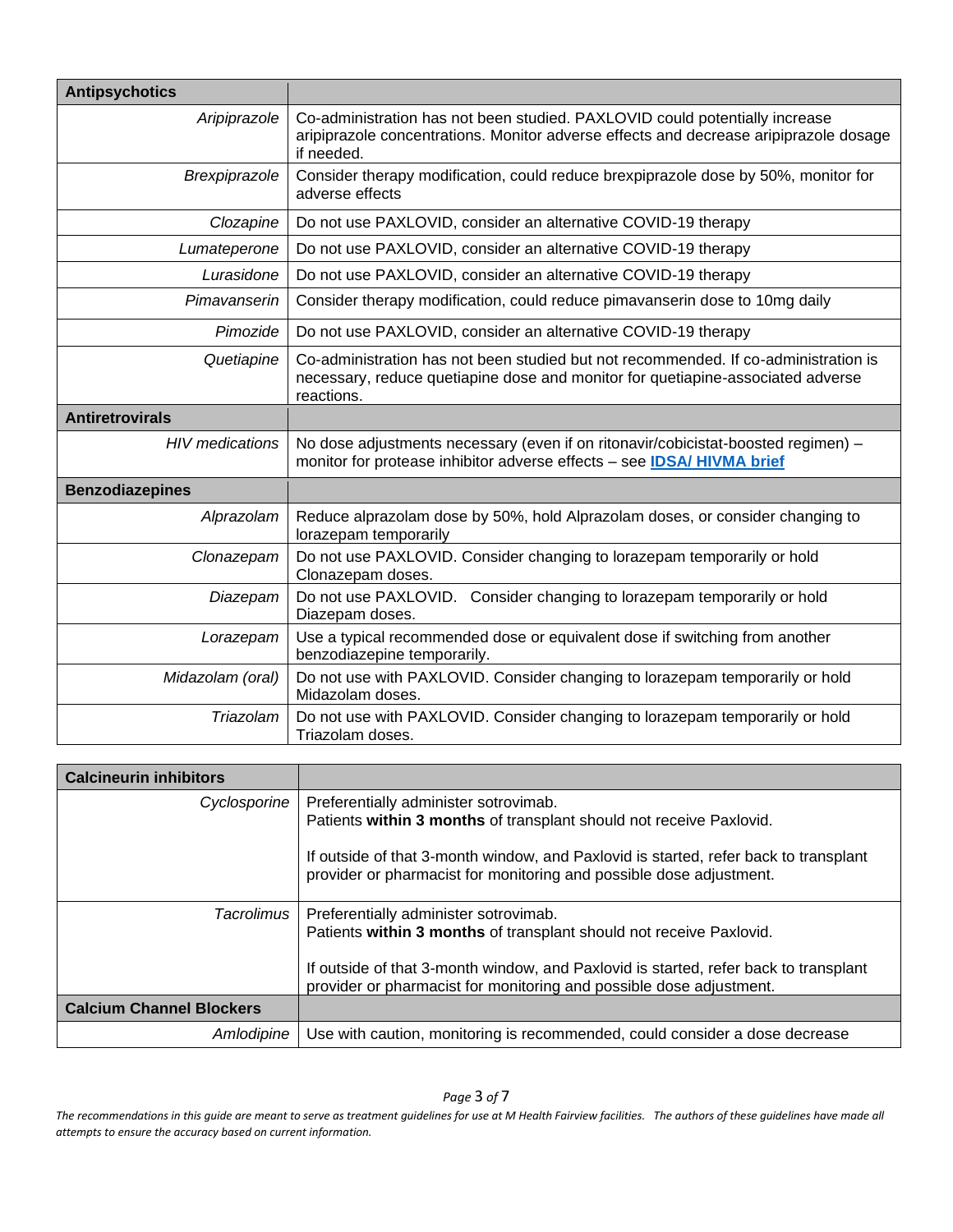| Antipsychotics | |
|---|---|
| *Aripiprazole* | Co-administration has not been studied. PAXLOVID could potentially increase aripiprazole concentrations. Monitor adverse effects and decrease aripiprazole dosage if needed. |
| *Brexpiprazole* | Consider therapy modification, could reduce brexpiprazole dose by 50%, monitor for adverse effects |
| *Clozapine* | Do not use PAXLOVID, consider an alternative COVID-19 therapy |
| *Lumateperone* | Do not use PAXLOVID, consider an alternative COVID-19 therapy |
| *Lurasidone* | Do not use PAXLOVID, consider an alternative COVID-19 therapy |
| *Pimavanserin* | Consider therapy modification, could reduce pimavanserin dose to 10mg daily |
| *Pimozide* | Do not use PAXLOVID, consider an alternative COVID-19 therapy |
| *Quetiapine* | Co-administration has not been studied but not recommended. If co-administration is necessary, reduce quetiapine dose and monitor for quetiapine-associated adverse reactions. |
| **Antiretrovirals** | |
| *HIV medications* | No dose adjustments necessary (even if on ritonavir/cobicistat-boosted regimen) – monitor for protease inhibitor adverse effects – see **IDSA/ HIVMA brief** |
| **Benzodiazepines** | |
| *Alprazolam* | Reduce alprazolam dose by 50%, hold Alprazolam doses, or consider changing to lorazepam temporarily |
| *Clonazepam* | Do not use PAXLOVID. Consider changing to lorazepam temporarily or hold Clonazepam doses. |
| *Diazepam* | Do not use PAXLOVID. Consider changing to lorazepam temporarily or hold Diazepam doses. |
| *Lorazepam* | Use a typical recommended dose or equivalent dose if switching from another benzodiazepine temporarily. |
| *Midazolam (oral)* | Do not use with PAXLOVID. Consider changing to lorazepam temporarily or hold Midazolam doses. |
| *Triazolam* | Do not use with PAXLOVID. Consider changing to lorazepam temporarily or hold Triazolam doses. |

| Calcineurin inhibitors | |
|---|---|
| *Cyclosporine* | Preferentially administer sotrovimab.<br>Patients **within 3 months** of transplant should not receive Paxlovid.<br><br>If outside of that 3-month window, and Paxlovid is started, refer back to transplant provider or pharmacist for monitoring and possible dose adjustment. |
| *Tacrolimus* | Preferentially administer sotrovimab.<br>Patients **within 3 months** of transplant should not receive Paxlovid.<br><br>If outside of that 3-month window, and Paxlovid is started, refer back to transplant provider or pharmacist for monitoring and possible dose adjustment. |
| **Calcium Channel Blockers** | |
| *Amlodipine* | Use with caution, monitoring is recommended, could consider a dose decrease |

*The recommendations in this guide are meant to serve as treatment guidelines for use at M Health Fairview facilities. The authors of these guidelines have made all attempts to ensure the accuracy based on current information.*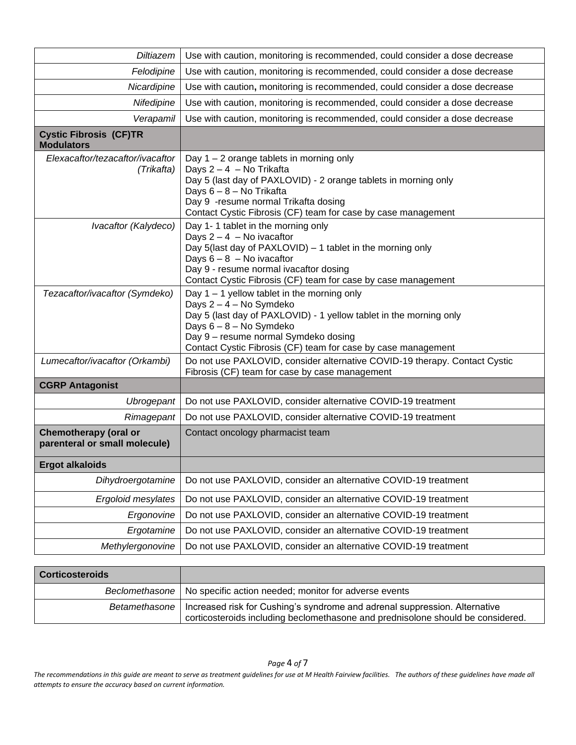| | |
|---|---|
| *Diltiazem* | Use with caution, monitoring is recommended, could consider a dose decrease |
| *Felodipine* | Use with caution, monitoring is recommended, could consider a dose decrease |
| *Nicardipine* | Use with caution**,** monitoring is recommended, could consider a dose decrease |
| *Nifedipine* | Use with caution, monitoring is recommended, could consider a dose decrease |
| *Verapamil* | Use with caution, monitoring is recommended, could consider a dose decrease |
| **Cystic Fibrosis (CF)TR Modulators** | |
| *Elexacaftor/tezacaftor/ivacaftor (Trikafta)* | Day 1 – 2 orange tablets in morning only<br>Days 2 – 4 – No Trikafta<br>Day 5 (last day of PAXLOVID) - 2 orange tablets in morning only<br>Days 6 – 8 – No Trikafta<br>Day 9 -resume normal Trikafta dosing<br>Contact Cystic Fibrosis (CF) team for case by case management |
| *Ivacaftor (Kalydeco)* | Day 1- 1 tablet in the morning only<br>Days 2 – 4 – No ivacaftor<br>Day 5(last day of PAXLOVID) – 1 tablet in the morning only<br>Days 6 – 8 – No ivacaftor<br>Day 9 - resume normal ivacaftor dosing<br>Contact Cystic Fibrosis (CF) team for case by case management |
| *Tezacaftor/ivacaftor (Symdeko)* | Day 1 – 1 yellow tablet in the morning only<br>Days 2 – 4 – No Symdeko<br>Day 5 (last day of PAXLOVID) - 1 yellow tablet in the morning only<br>Days 6 – 8 – No Symdeko<br>Day 9 – resume normal Symdeko dosing<br>Contact Cystic Fibrosis (CF) team for case by case management |
| *Lumecaftor/ivacaftor (Orkambi)* | Do not use PAXLOVID, consider alternative COVID-19 therapy. Contact Cystic Fibrosis (CF) team for case by case management |
| **CGRP Antagonist** | |
| *Ubrogepant* | Do not use PAXLOVID, consider alternative COVID-19 treatment |
| *Rimagepant* | Do not use PAXLOVID, consider alternative COVID-19 treatment |
| **Chemotherapy (oral or parenteral or small molecule)** | Contact oncology pharmacist team |
| **Ergot alkaloids** | |
| *Dihydroergotamine* | Do not use PAXLOVID, consider an alternative COVID-19 treatment |
| *Ergoloid mesylates* | Do not use PAXLOVID, consider an alternative COVID-19 treatment |
| *Ergonovine* | Do not use PAXLOVID, consider an alternative COVID-19 treatment |
| *Ergotamine* | Do not use PAXLOVID, consider an alternative COVID-19 treatment |
| *Methylergonovine* | Do not use PAXLOVID, consider an alternative COVID-19 treatment |

| | |
|---|---|
| **Corticosteroids** | |
| *Beclomethasone* | No specific action needed; monitor for adverse events |
| *Betamethasone* | Increased risk for Cushing's syndrome and adrenal suppression. Alternative corticosteroids including beclomethasone and prednisolone should be considered. |

*The recommendations in this guide are meant to serve as treatment guidelines for use at M Health Fairview facilities. The authors of these guidelines have made all attempts to ensure the accuracy based on current information.*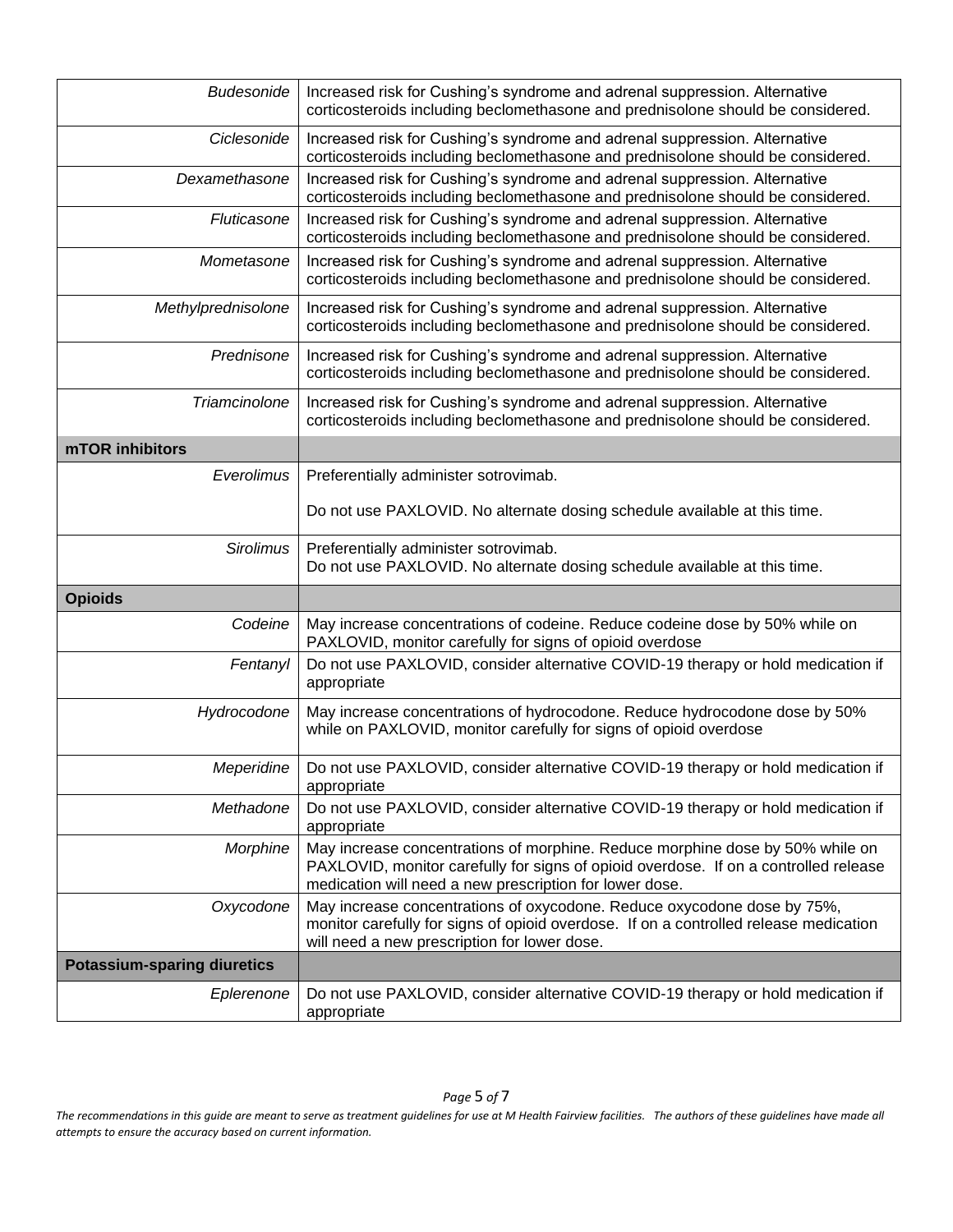| | |
|---|---|
| *Budesonide* | Increased risk for Cushing's syndrome and adrenal suppression. Alternative corticosteroids including beclomethasone and prednisolone should be considered. |
| *Ciclesonide* | Increased risk for Cushing's syndrome and adrenal suppression. Alternative corticosteroids including beclomethasone and prednisolone should be considered. |
| *Dexamethasone* | Increased risk for Cushing's syndrome and adrenal suppression. Alternative corticosteroids including beclomethasone and prednisolone should be considered. |
| *Fluticasone* | Increased risk for Cushing's syndrome and adrenal suppression. Alternative corticosteroids including beclomethasone and prednisolone should be considered. |
| *Mometasone* | Increased risk for Cushing's syndrome and adrenal suppression. Alternative corticosteroids including beclomethasone and prednisolone should be considered. |
| *Methylprednisolone* | Increased risk for Cushing's syndrome and adrenal suppression. Alternative corticosteroids including beclomethasone and prednisolone should be considered. |
| *Prednisone* | Increased risk for Cushing's syndrome and adrenal suppression. Alternative corticosteroids including beclomethasone and prednisolone should be considered. |
| *Triamcinolone* | Increased risk for Cushing's syndrome and adrenal suppression. Alternative corticosteroids including beclomethasone and prednisolone should be considered. |
| **mTOR inhibitors** | |
| *Everolimus* | Preferentially administer sotrovimab.<br><br>Do not use PAXLOVID. No alternate dosing schedule available at this time. |
| *Sirolimus* | Preferentially administer sotrovimab.<br>Do not use PAXLOVID. No alternate dosing schedule available at this time. |
| **Opioids** | |
| *Codeine* | May increase concentrations of codeine. Reduce codeine dose by 50% while on PAXLOVID, monitor carefully for signs of opioid overdose |
| *Fentanyl* | Do not use PAXLOVID, consider alternative COVID-19 therapy or hold medication if appropriate |
| *Hydrocodone* | May increase concentrations of hydrocodone. Reduce hydrocodone dose by 50% while on PAXLOVID, monitor carefully for signs of opioid overdose |
| *Meperidine* | Do not use PAXLOVID, consider alternative COVID-19 therapy or hold medication if appropriate |
| *Methadone* | Do not use PAXLOVID, consider alternative COVID-19 therapy or hold medication if appropriate |
| *Morphine* | May increase concentrations of morphine. Reduce morphine dose by 50% while on PAXLOVID, monitor carefully for signs of opioid overdose. If on a controlled release medication will need a new prescription for lower dose. |
| *Oxycodone* | May increase concentrations of oxycodone. Reduce oxycodone dose by 75%, monitor carefully for signs of opioid overdose. If on a controlled release medication will need a new prescription for lower dose. |
| **Potassium-sparing diuretics** | |
| *Eplerenone* | Do not use PAXLOVID, consider alternative COVID-19 therapy or hold medication if appropriate |

*The recommendations in this guide are meant to serve as treatment guidelines for use at M Health Fairview facilities. The authors of these guidelines have made all attempts to ensure the accuracy based on current information.*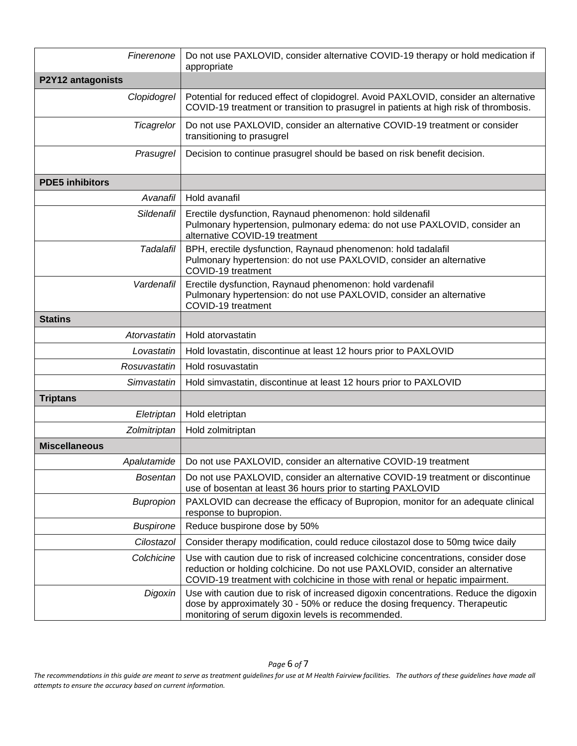| | |
|---|---|
| *Finerenone* | Do not use PAXLOVID, consider alternative COVID-19 therapy or hold medication if appropriate |
| **P2Y12 antagonists** | |
| *Clopidogrel* | Potential for reduced effect of clopidogrel. Avoid PAXLOVID, consider an alternative COVID-19 treatment or transition to prasugrel in patients at high risk of thrombosis. |
| *Ticagrelor* | Do not use PAXLOVID, consider an alternative COVID-19 treatment or consider transitioning to prasugrel |
| *Prasugrel* | Decision to continue prasugrel should be based on risk benefit decision. |
| **PDE5 inhibitors** | |
| *Avanafil* | Hold avanafil |
| *Sildenafil* | Erectile dysfunction, Raynaud phenomenon: hold sildenafil<br>Pulmonary hypertension, pulmonary edema: do not use PAXLOVID, consider an alternative COVID-19 treatment |
| *Tadalafil* | BPH, erectile dysfunction, Raynaud phenomenon: hold tadalafil<br>Pulmonary hypertension: do not use PAXLOVID, consider an alternative COVID-19 treatment |
| *Vardenafil* | Erectile dysfunction, Raynaud phenomenon: hold vardenafil<br>Pulmonary hypertension: do not use PAXLOVID, consider an alternative COVID-19 treatment |
| **Statins** | |
| *Atorvastatin* | Hold atorvastatin |
| *Lovastatin* | Hold lovastatin, discontinue at least 12 hours prior to PAXLOVID |
| *Rosuvastatin* | Hold rosuvastatin |
| *Simvastatin* | Hold simvastatin, discontinue at least 12 hours prior to PAXLOVID |
| **Triptans** | |
| *Eletriptan* | Hold eletriptan |
| *Zolmitriptan* | Hold zolmitriptan |
| **Miscellaneous** | |
| *Apalutamide* | Do not use PAXLOVID, consider an alternative COVID-19 treatment |
| *Bosentan* | Do not use PAXLOVID, consider an alternative COVID-19 treatment or discontinue use of bosentan at least 36 hours prior to starting PAXLOVID |
| *Bupropion* | PAXLOVID can decrease the efficacy of Bupropion, monitor for an adequate clinical response to bupropion. |
| *Buspirone* | Reduce buspirone dose by 50% |
| *Cilostazol* | Consider therapy modification, could reduce cilostazol dose to 50mg twice daily |
| *Colchicine* | Use with caution due to risk of increased colchicine concentrations, consider dose reduction or holding colchicine. Do not use PAXLOVID, consider an alternative COVID-19 treatment with colchicine in those with renal or hepatic impairment. |
| *Digoxin* | Use with caution due to risk of increased digoxin concentrations. Reduce the digoxin dose by approximately 30 - 50% or reduce the dosing frequency. Therapeutic monitoring of serum digoxin levels is recommended. |

*The recommendations in this guide are meant to serve as treatment guidelines for use at M Health Fairview facilities. The authors of these guidelines have made all attempts to ensure the accuracy based on current information.*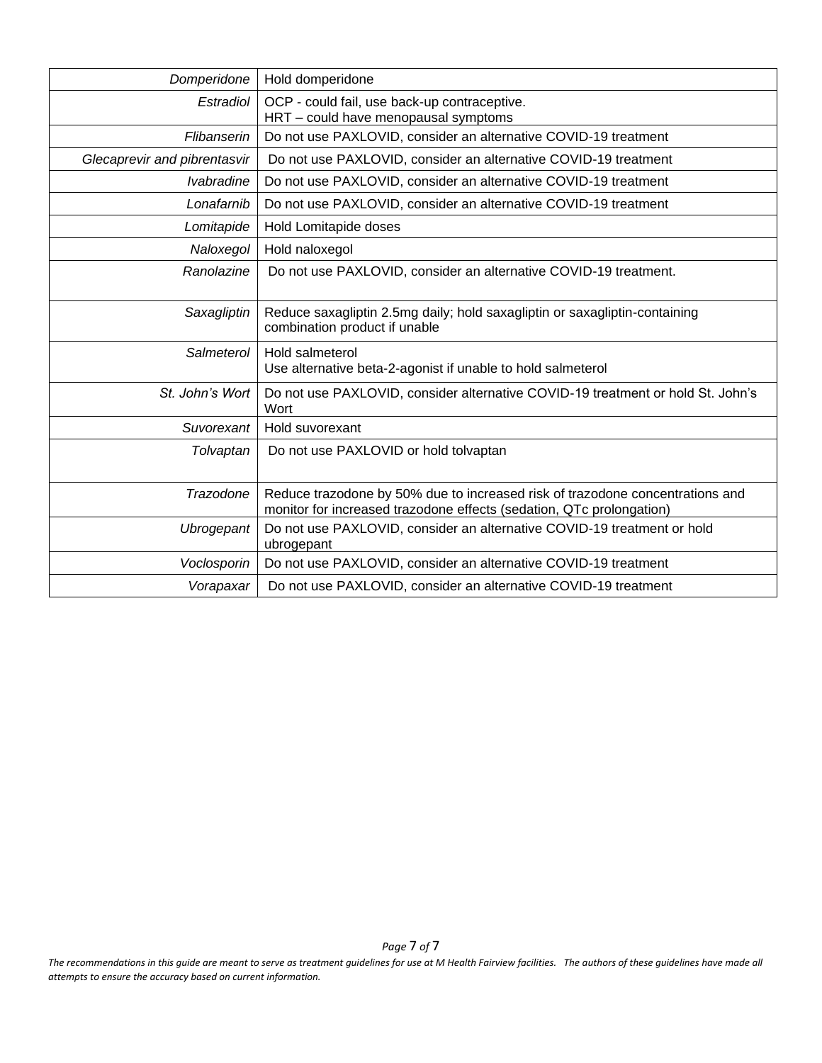| | |
|---|---|
| *Domperidone* | Hold domperidone |
| *Estradiol* | OCP - could fail, use back-up contraceptive.<br>HRT – could have menopausal symptoms |
| *Flibanserin* | Do not use PAXLOVID, consider an alternative COVID-19 treatment |
| *Glecaprevir and pibrentasvir* | Do not use PAXLOVID, consider an alternative COVID-19 treatment |
| *Ivabradine* | Do not use PAXLOVID, consider an alternative COVID-19 treatment |
| *Lonafarnib* | Do not use PAXLOVID, consider an alternative COVID-19 treatment |
| *Lomitapide* | Hold Lomitapide doses |
| *Naloxegol* | Hold naloxegol |
| *Ranolazine* | Do not use PAXLOVID, consider an alternative COVID-19 treatment. |
| *Saxagliptin* | Reduce saxagliptin 2.5mg daily; hold saxagliptin or saxagliptin-containing combination product if unable |
| *Salmeterol* | Hold salmeterol<br>Use alternative beta-2-agonist if unable to hold salmeterol |
| *St. John's Wort* | Do not use PAXLOVID, consider alternative COVID-19 treatment or hold St. John's Wort |
| *Suvorexant* | Hold suvorexant |
| *Tolvaptan* | Do not use PAXLOVID or hold tolvaptan |
| *Trazodone* | Reduce trazodone by 50% due to increased risk of trazodone concentrations and monitor for increased trazodone effects (sedation, QTc prolongation) |
| *Ubrogepant* | Do not use PAXLOVID, consider an alternative COVID-19 treatment or hold ubrogepant |
| *Voclosporin* | Do not use PAXLOVID, consider an alternative COVID-19 treatment |
| *Vorapaxar* | Do not use PAXLOVID, consider an alternative COVID-19 treatment |

*The recommendations in this guide are meant to serve as treatment guidelines for use at M Health Fairview facilities. The authors of these guidelines have made all attempts to ensure the accuracy based on current information.*